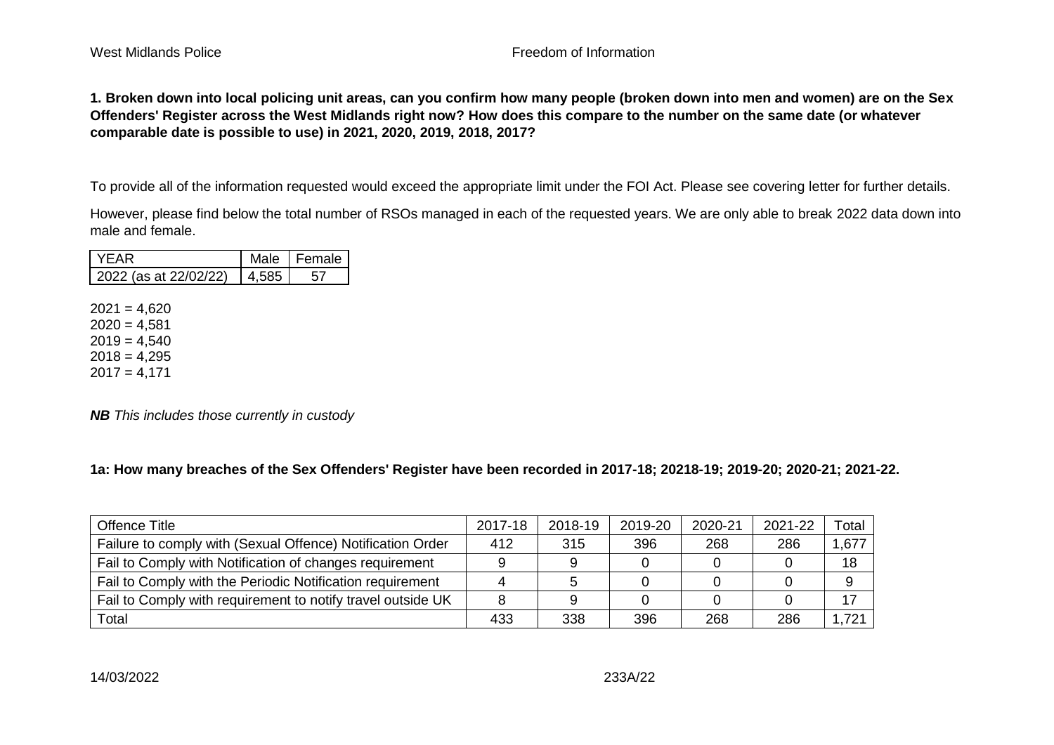**1. Broken down into local policing unit areas, can you confirm how many people (broken down into men and women) are on the Sex Offenders' Register across the West Midlands right now? How does this compare to the number on the same date (or whatever comparable date is possible to use) in 2021, 2020, 2019, 2018, 2017?**

To provide all of the information requested would exceed the appropriate limit under the FOI Act. Please see covering letter for further details.

However, please find below the total number of RSOs managed in each of the requested years. We are only able to break 2022 data down into male and female.

| YEAR | Male | Female |
|---|---|---|
| 2022 (as at 22/02/22) | 4,585 | 57 |

2021 = 4,620
2020 = 4,581
2019 = 4,540
2018 = 4,295
2017 = 4,171

***NB*** *This includes those currently in custody*

**1a: How many breaches of the Sex Offenders' Register have been recorded in 2017-18; 20218-19; 2019-20; 2020-21; 2021-22.**

| Offence Title | 2017-18 | 2018-19 | 2019-20 | 2020-21 | 2021-22 | Total |
|---|---|---|---|---|---|---|
| Failure to comply with (Sexual Offence) Notification Order | 412 | 315 | 396 | 268 | 286 | 1,677 |
| Fail to Comply with Notification of changes requirement | 9 | 9 | 0 | 0 | 0 | 18 |
| Fail to Comply with the Periodic Notification requirement | 4 | 5 | 0 | 0 | 0 | 9 |
| Fail to Comply with requirement to notify travel outside UK | 8 | 9 | 0 | 0 | 0 | 17 |
| Total | 433 | 338 | 396 | 268 | 286 | 1,721 |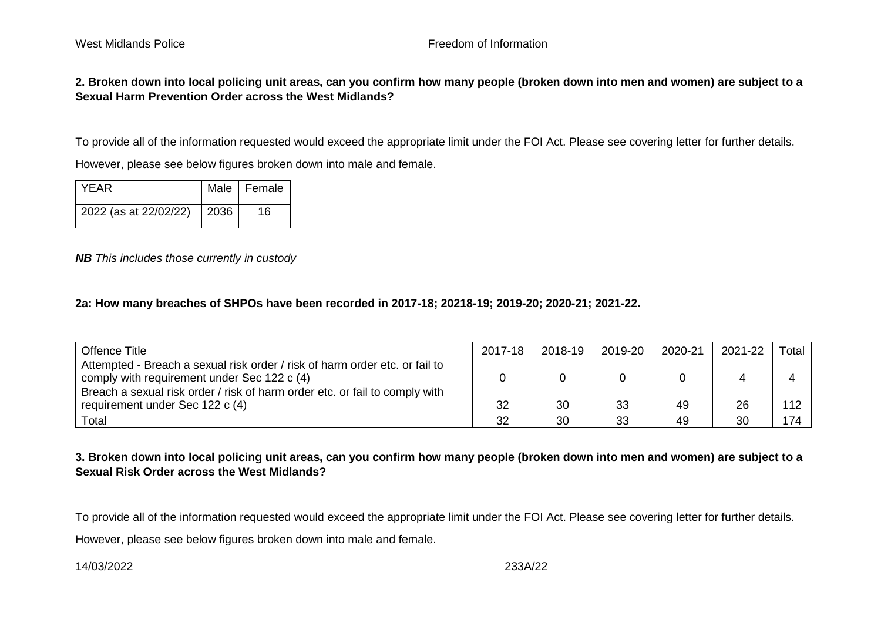**2. Broken down into local policing unit areas, can you confirm how many people (broken down into men and women) are subject to a Sexual Harm Prevention Order across the West Midlands?**

To provide all of the information requested would exceed the appropriate limit under the FOI Act. Please see covering letter for further details.

However, please see below figures broken down into male and female.

| YEAR | Male | Female |
|---|---|---|
| 2022 (as at 22/02/22) | 2036 | 16 |

***NB*** *This includes those currently in custody*

**2a: How many breaches of SHPOs have been recorded in 2017-18; 20218-19; 2019-20; 2020-21; 2021-22.**

| Offence Title | 2017-18 | 2018-19 | 2019-20 | 2020-21 | 2021-22 | Total |
|---|---|---|---|---|---|---|
| Attempted - Breach a sexual risk order / risk of harm order etc. or fail to comply with requirement under Sec 122 c (4) | 0 | 0 | 0 | 0 | 4 | 4 |
| Breach a sexual risk order / risk of harm order etc. or fail to comply with requirement under Sec 122 c (4) | 32 | 30 | 33 | 49 | 26 | 112 |
| Total | 32 | 30 | 33 | 49 | 30 | 174 |

**3. Broken down into local policing unit areas, can you confirm how many people (broken down into men and women) are subject to a Sexual Risk Order across the West Midlands?**

To provide all of the information requested would exceed the appropriate limit under the FOI Act. Please see covering letter for further details.

However, please see below figures broken down into male and female.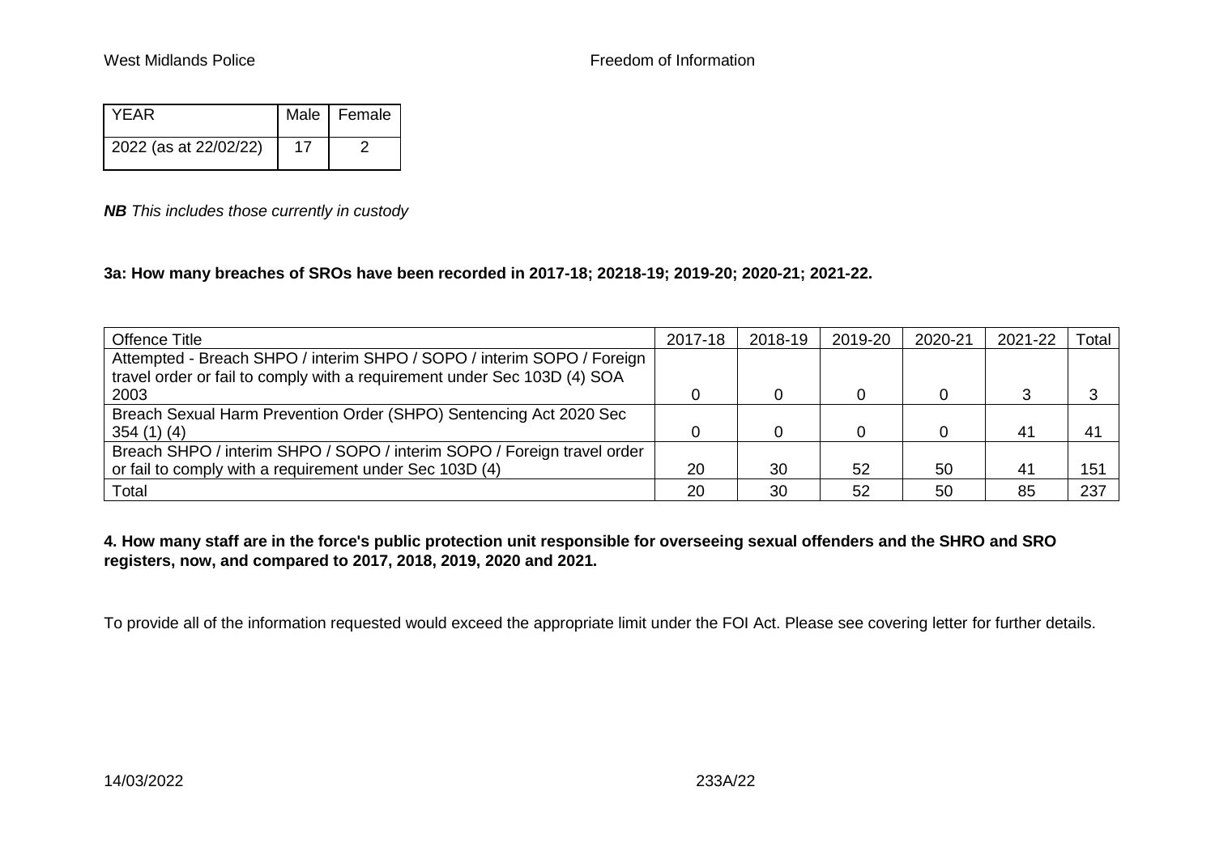| YEAR | Male | Female |
|---|---|---|
| 2022 (as at 22/02/22) | 17 | 2 |

***NB*** *This includes those currently in custody*

**3a: How many breaches of SROs have been recorded in 2017-18; 20218-19; 2019-20; 2020-21; 2021-22.**

| Offence Title | 2017-18 | 2018-19 | 2019-20 | 2020-21 | 2021-22 | Total |
|---|---|---|---|---|---|---|
| Attempted - Breach SHPO / interim SHPO / SOPO / interim SOPO / Foreign travel order or fail to comply with a requirement under Sec 103D (4) SOA 2003 | 0 | 0 | 0 | 0 | 3 | 3 |
| Breach Sexual Harm Prevention Order (SHPO) Sentencing Act 2020 Sec 354 (1) (4) | 0 | 0 | 0 | 0 | 41 | 41 |
| Breach SHPO / interim SHPO / SOPO / interim SOPO / Foreign travel order or fail to comply with a requirement under Sec 103D (4) | 20 | 30 | 52 | 50 | 41 | 151 |
| Total | 20 | 30 | 52 | 50 | 85 | 237 |

**4. How many staff are in the force's public protection unit responsible for overseeing sexual offenders and the SHRO and SRO registers, now, and compared to 2017, 2018, 2019, 2020 and 2021.**

To provide all of the information requested would exceed the appropriate limit under the FOI Act. Please see covering letter for further details.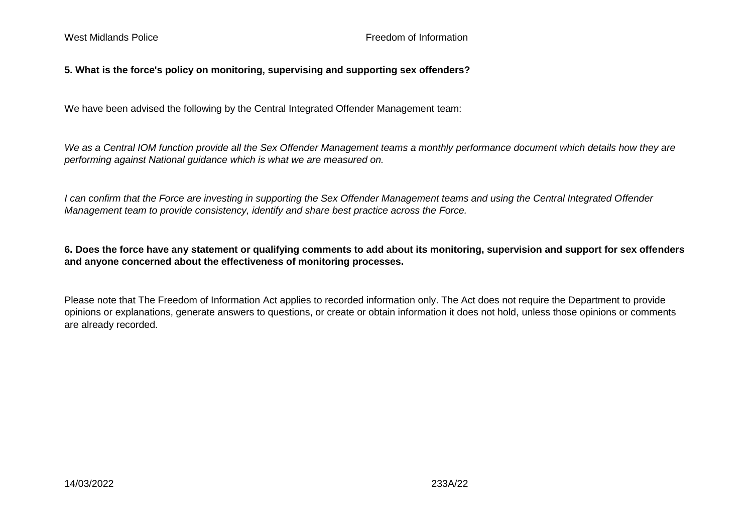**5. What is the force's policy on monitoring, supervising and supporting sex offenders?**

We have been advised the following by the Central Integrated Offender Management team:

*We as a Central IOM function provide all the Sex Offender Management teams a monthly performance document which details how they are performing against National guidance which is what we are measured on.*

*I can confirm that the Force are investing in supporting the Sex Offender Management teams and using the Central Integrated Offender Management team to provide consistency, identify and share best practice across the Force.*

**6. Does the force have any statement or qualifying comments to add about its monitoring, supervision and support for sex offenders and anyone concerned about the effectiveness of monitoring processes.**

Please note that The Freedom of Information Act applies to recorded information only. The Act does not require the Department to provide opinions or explanations, generate answers to questions, or create or obtain information it does not hold, unless those opinions or comments are already recorded.